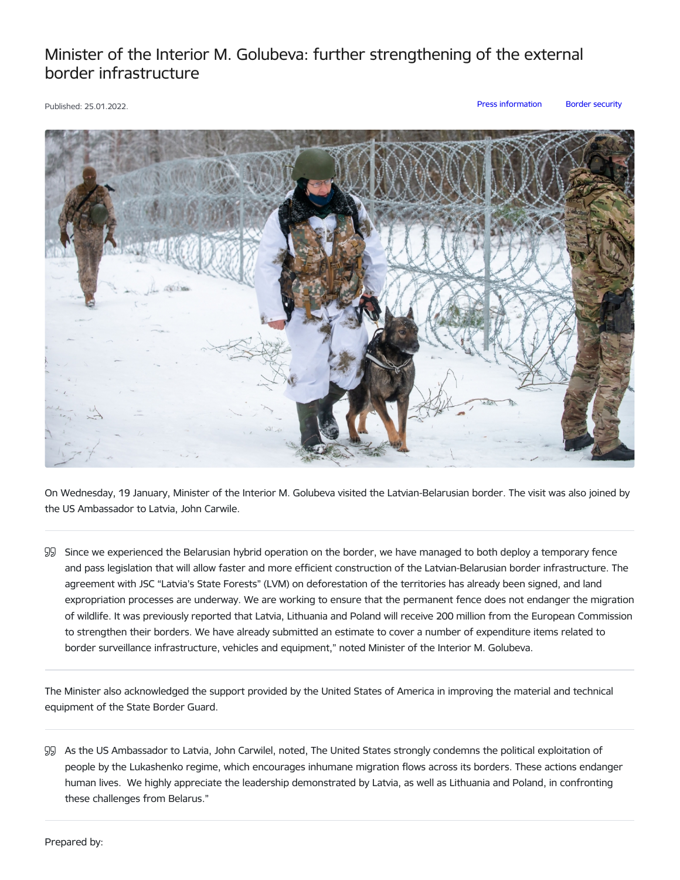# Minister of the Interior M. Golubeva: further strengthening of the external border infrastructure

Published: 25.01.2022.

Press information Border security

On Wednesday, 19 January, Minister of the Interior M. Golubeva visited the Latvian-Belarusian border. The visit was also joined by the US Ambassador to Latvia, John Carwile.

> Since we experienced the Belarusian hybrid operation on the border, we have managed to both deploy a temporary fence and pass legislation that will allow faster and more efficient construction of the Latvian-Belarusian border infrastructure. The agreement with JSC "Latvia's State Forests" (LVM) on deforestation of the territories has already been signed, and land expropriation processes are underway. We are working to ensure that the permanent fence does not endanger the migration of wildlife. It was previously reported that Latvia, Lithuania and Poland will receive 200 million from the European Commission to strengthen their borders. We have already submitted an estimate to cover a number of expenditure items related to border surveillance infrastructure, vehicles and equipment," noted Minister of the Interior M. Golubeva.

The Minister also acknowledged the support provided by the United States of America in improving the material and technical equipment of the State Border Guard.

> As the US Ambassador to Latvia, John Carwilel, noted, The United States strongly condemns the political exploitation of people by the Lukashenko regime, which encourages inhumane migration flows across its borders. These actions endanger human lives. We highly appreciate the leadership demonstrated by Latvia, as well as Lithuania and Poland, in confronting these challenges from Belarus."

Prepared by: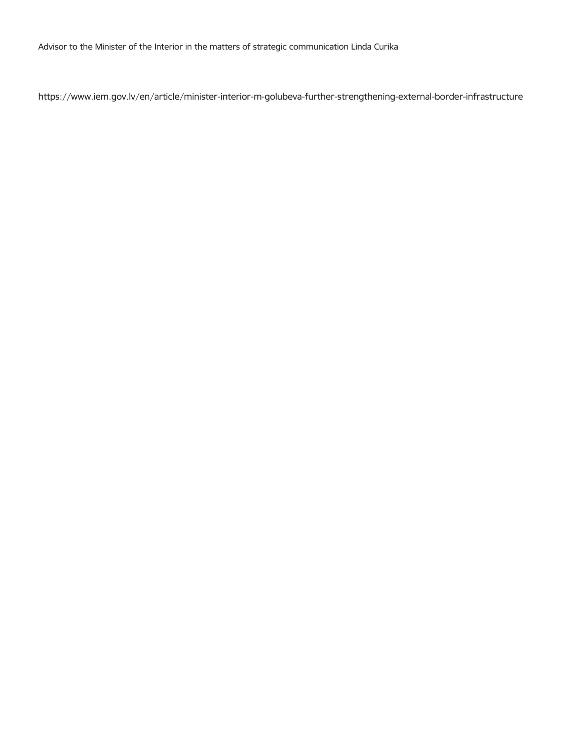Advisor to the Minister of the Interior in the matters of strategic communication Linda Curika

https://www.iem.gov.lv/en/article/minister-interior-m-golubeva-further-strengthening-external-border-infrastructure